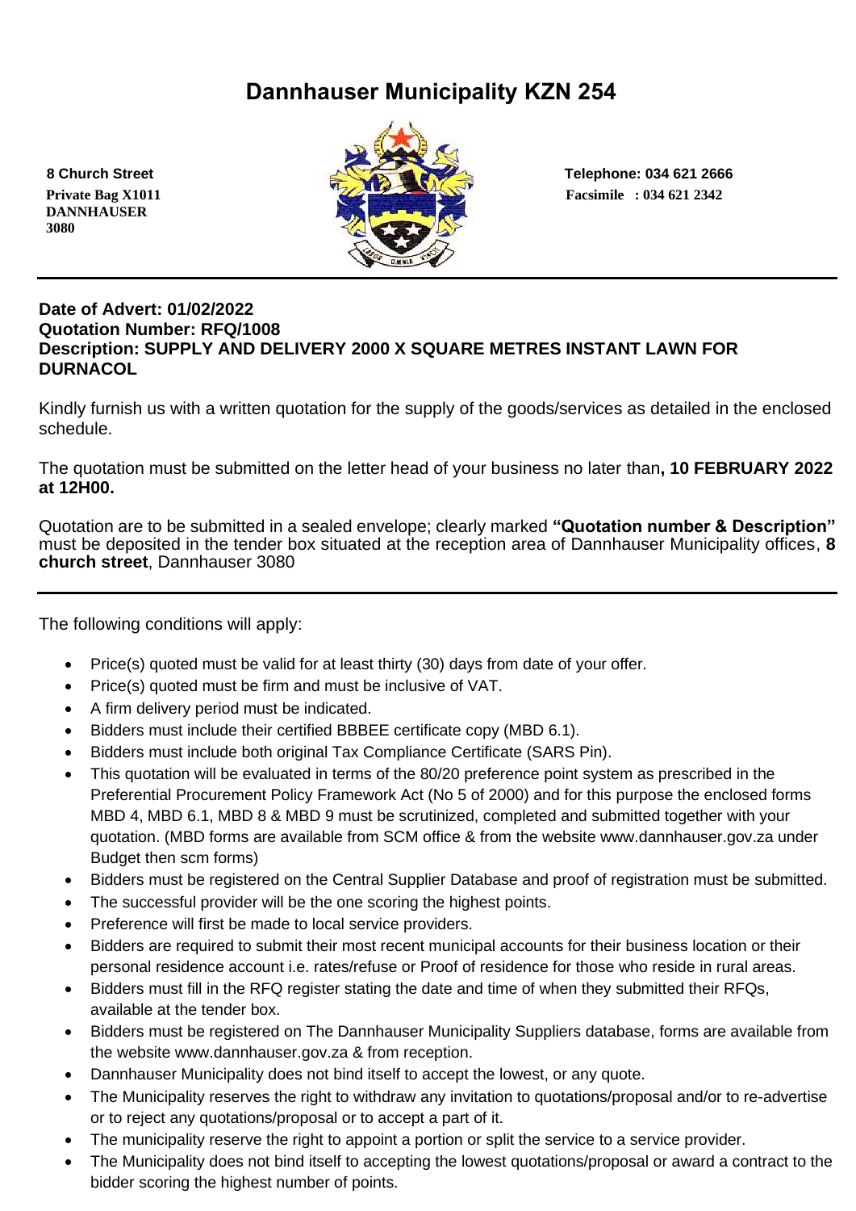# Dannhauser Municipality KZN 254

**8 Church Street**
**Private Bag X1011**
**DANNHAUSER**
**3080**

**Telephone: 034 621 2666**
**Facsimile : 034 621 2342**

---

**Date of Advert: 01/02/2022**
**Quotation Number: RFQ/1008**
**Description: SUPPLY AND DELIVERY 2000 X SQUARE METRES INSTANT LAWN FOR DURNACOL**

Kindly furnish us with a written quotation for the supply of the goods/services as detailed in the enclosed schedule.

The quotation must be submitted on the letter head of your business no later than**, 10 FEBRUARY 2022 at 12H00.**

Quotation are to be submitted in a sealed envelope; clearly marked **"Quotation number & Description"** must be deposited in the tender box situated at the reception area of Dannhauser Municipality offices, **8 church street**, Dannhauser 3080

---

The following conditions will apply:

- Price(s) quoted must be valid for at least thirty (30) days from date of your offer.
- Price(s) quoted must be firm and must be inclusive of VAT.
- A firm delivery period must be indicated.
- Bidders must include their certified BBBEE certificate copy (MBD 6.1).
- Bidders must include both original Tax Compliance Certificate (SARS Pin).
- This quotation will be evaluated in terms of the 80/20 preference point system as prescribed in the Preferential Procurement Policy Framework Act (No 5 of 2000) and for this purpose the enclosed forms MBD 4, MBD 6.1, MBD 8 & MBD 9 must be scrutinized, completed and submitted together with your quotation. (MBD forms are available from SCM office & from the website www.dannhauser.gov.za under Budget then scm forms)
- Bidders must be registered on the Central Supplier Database and proof of registration must be submitted.
- The successful provider will be the one scoring the highest points.
- Preference will first be made to local service providers.
- Bidders are required to submit their most recent municipal accounts for their business location or their personal residence account i.e. rates/refuse or Proof of residence for those who reside in rural areas.
- Bidders must fill in the RFQ register stating the date and time of when they submitted their RFQs, available at the tender box.
- Bidders must be registered on The Dannhauser Municipality Suppliers database, forms are available from the website www.dannhauser.gov.za & from reception.
- Dannhauser Municipality does not bind itself to accept the lowest, or any quote.
- The Municipality reserves the right to withdraw any invitation to quotations/proposal and/or to re-advertise or to reject any quotations/proposal or to accept a part of it.
- The municipality reserve the right to appoint a portion or split the service to a service provider.
- The Municipality does not bind itself to accepting the lowest quotations/proposal or award a contract to the bidder scoring the highest number of points.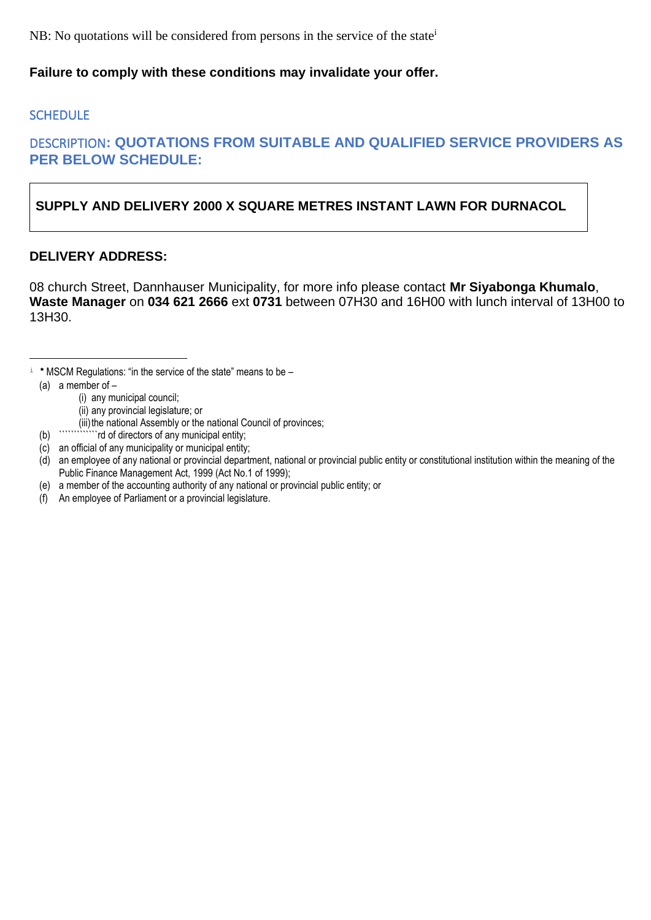NB: No quotations will be considered from persons in the service of the state[i]

**Failure to comply with these conditions may invalidate your offer.**

## SCHEDULE

## DESCRIPTION: QUOTATIONS FROM SUITABLE AND QUALIFIED SERVICE PROVIDERS AS PER BELOW SCHEDULE:

| |
|---|
| **SUPPLY AND DELIVERY 2000 X SQUARE METRES INSTANT LAWN FOR DURNACOL** |

**DELIVERY ADDRESS:**

08 church Street, Dannhauser Municipality, for more info please contact **Mr Siyabonga Khumalo**, **Waste Manager** on **034 621 2666** ext **0731** between 07H30 and 16H00 with lunch interval of 13H00 to 13H30.

---

[i] * MSCM Regulations: "in the service of the state" means to be –

(a) a member of –
  (i) any municipal council;
  (ii) any provincial legislature; or
  (iii) the national Assembly or the national Council of provinces;

(b) ````````````rd of directors of any municipal entity;

(c) an official of any municipality or municipal entity;

(d) an employee of any national or provincial department, national or provincial public entity or constitutional institution within the meaning of the Public Finance Management Act, 1999 (Act No.1 of 1999);

(e) a member of the accounting authority of any national or provincial public entity; or

(f) An employee of Parliament or a provincial legislature.